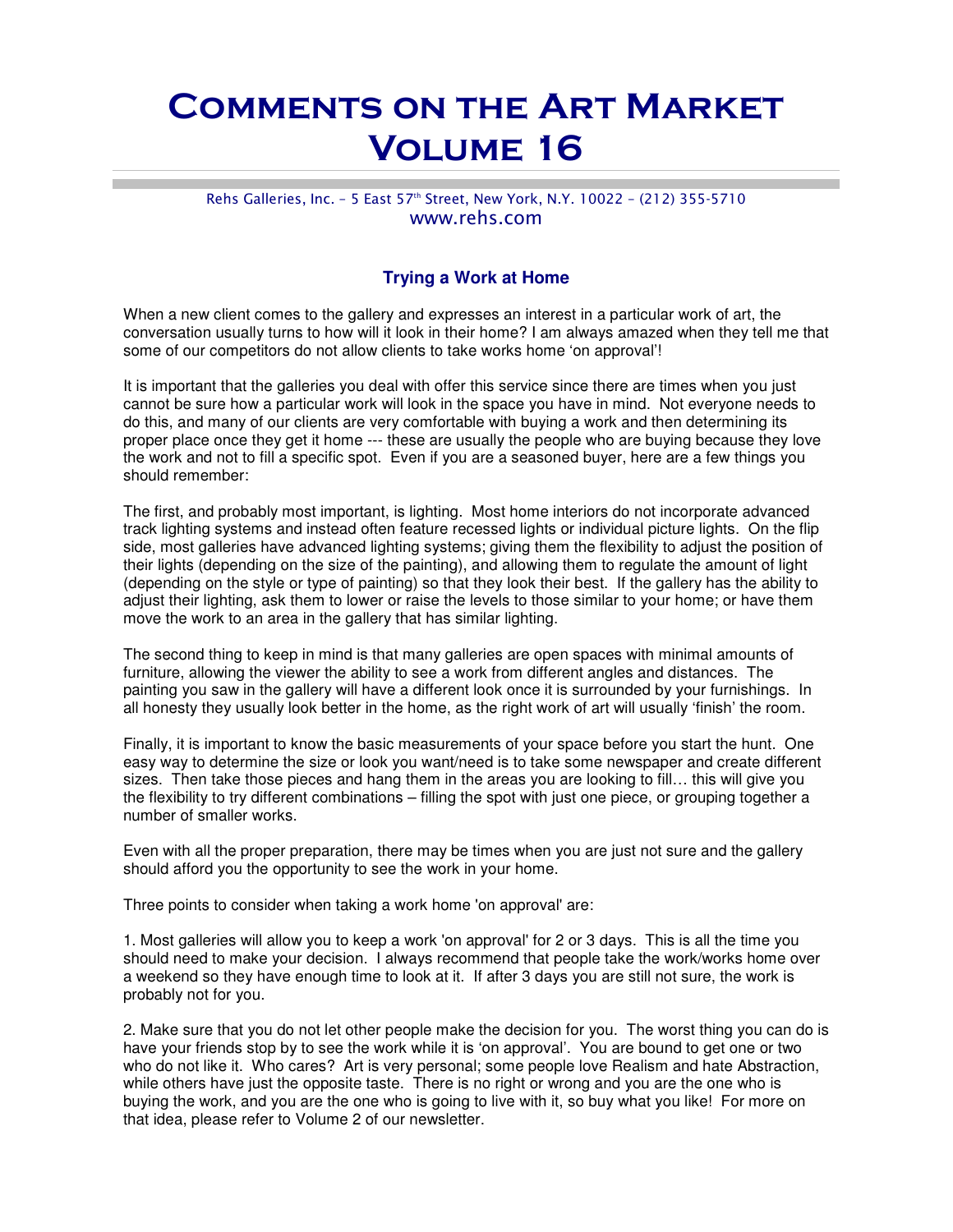# Comments on the Art Market Volume 16

Rehs Galleries, Inc. – 5 East 57th Street, New York, N.Y. 10022 – (212) 355-5710
www.rehs.com

## Trying a Work at Home

When a new client comes to the gallery and expresses an interest in a particular work of art, the conversation usually turns to how will it look in their home? I am always amazed when they tell me that some of our competitors do not allow clients to take works home 'on approval'!

It is important that the galleries you deal with offer this service since there are times when you just cannot be sure how a particular work will look in the space you have in mind. Not everyone needs to do this, and many of our clients are very comfortable with buying a work and then determining its proper place once they get it home --- these are usually the people who are buying because they love the work and not to fill a specific spot. Even if you are a seasoned buyer, here are a few things you should remember:

The first, and probably most important, is lighting. Most home interiors do not incorporate advanced track lighting systems and instead often feature recessed lights or individual picture lights. On the flip side, most galleries have advanced lighting systems; giving them the flexibility to adjust the position of their lights (depending on the size of the painting), and allowing them to regulate the amount of light (depending on the style or type of painting) so that they look their best. If the gallery has the ability to adjust their lighting, ask them to lower or raise the levels to those similar to your home; or have them move the work to an area in the gallery that has similar lighting.

The second thing to keep in mind is that many galleries are open spaces with minimal amounts of furniture, allowing the viewer the ability to see a work from different angles and distances. The painting you saw in the gallery will have a different look once it is surrounded by your furnishings. In all honesty they usually look better in the home, as the right work of art will usually 'finish' the room.

Finally, it is important to know the basic measurements of your space before you start the hunt. One easy way to determine the size or look you want/need is to take some newspaper and create different sizes. Then take those pieces and hang them in the areas you are looking to fill… this will give you the flexibility to try different combinations – filling the spot with just one piece, or grouping together a number of smaller works.

Even with all the proper preparation, there may be times when you are just not sure and the gallery should afford you the opportunity to see the work in your home.

Three points to consider when taking a work home 'on approval' are:

1. Most galleries will allow you to keep a work 'on approval' for 2 or 3 days. This is all the time you should need to make your decision. I always recommend that people take the work/works home over a weekend so they have enough time to look at it. If after 3 days you are still not sure, the work is probably not for you.

2. Make sure that you do not let other people make the decision for you. The worst thing you can do is have your friends stop by to see the work while it is 'on approval'. You are bound to get one or two who do not like it. Who cares? Art is very personal; some people love Realism and hate Abstraction, while others have just the opposite taste. There is no right or wrong and you are the one who is buying the work, and you are the one who is going to live with it, so buy what you like! For more on that idea, please refer to Volume 2 of our newsletter.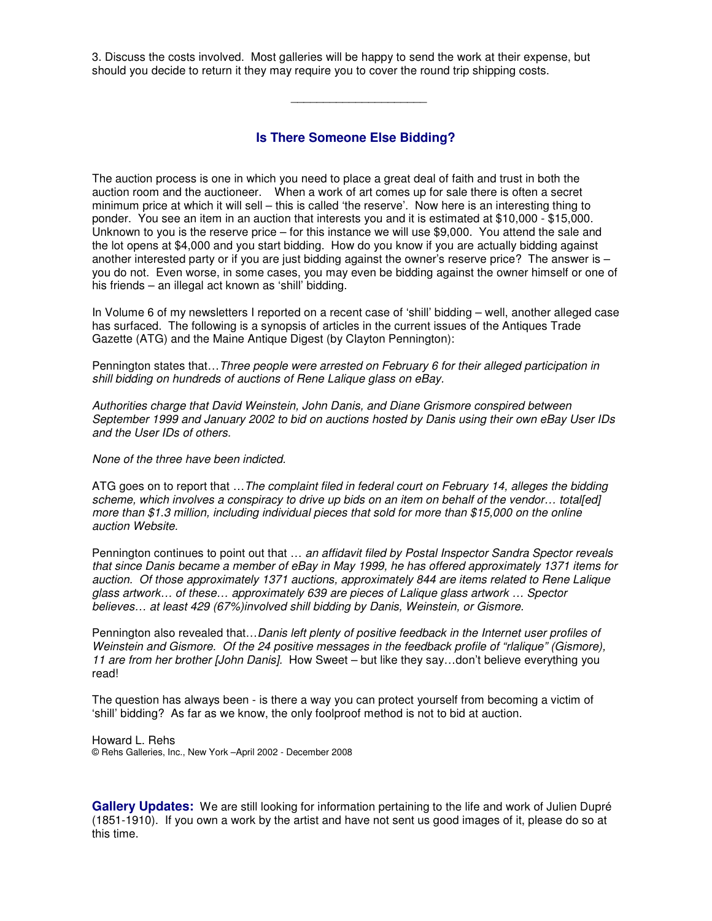3. Discuss the costs involved. Most galleries will be happy to send the work at their expense, but should you decide to return it they may require you to cover the round trip shipping costs.

---

## Is There Someone Else Bidding?

The auction process is one in which you need to place a great deal of faith and trust in both the auction room and the auctioneer. When a work of art comes up for sale there is often a secret minimum price at which it will sell – this is called 'the reserve'. Now here is an interesting thing to ponder. You see an item in an auction that interests you and it is estimated at $10,000 - $15,000. Unknown to you is the reserve price – for this instance we will use $9,000. You attend the sale and the lot opens at $4,000 and you start bidding. How do you know if you are actually bidding against another interested party or if you are just bidding against the owner's reserve price? The answer is – you do not. Even worse, in some cases, you may even be bidding against the owner himself or one of his friends – an illegal act known as 'shill' bidding.

In Volume 6 of my newsletters I reported on a recent case of 'shill' bidding – well, another alleged case has surfaced. The following is a synopsis of articles in the current issues of the Antiques Trade Gazette (ATG) and the Maine Antique Digest (by Clayton Pennington):

Pennington states that…*Three people were arrested on February 6 for their alleged participation in shill bidding on hundreds of auctions of Rene Lalique glass on eBay.*

*Authorities charge that David Weinstein, John Danis, and Diane Grismore conspired between September 1999 and January 2002 to bid on auctions hosted by Danis using their own eBay User IDs and the User IDs of others.*

*None of the three have been indicted.*

ATG goes on to report that …*The complaint filed in federal court on February 14, alleges the bidding scheme, which involves a conspiracy to drive up bids on an item on behalf of the vendor… total[ed] more than $1.3 million, including individual pieces that sold for more than $15,000 on the online auction Website.*

Pennington continues to point out that … *an affidavit filed by Postal Inspector Sandra Spector reveals that since Danis became a member of eBay in May 1999, he has offered approximately 1371 items for auction. Of those approximately 1371 auctions, approximately 844 are items related to Rene Lalique glass artwork… of these… approximately 639 are pieces of Lalique glass artwork … Spector believes… at least 429 (67%)involved shill bidding by Danis, Weinstein, or Gismore.*

Pennington also revealed that…*Danis left plenty of positive feedback in the Internet user profiles of Weinstein and Gismore. Of the 24 positive messages in the feedback profile of "rlalique" (Gismore), 11 are from her brother [John Danis].* How Sweet – but like they say…don't believe everything you read!

The question has always been - is there a way you can protect yourself from becoming a victim of 'shill' bidding? As far as we know, the only foolproof method is not to bid at auction.

Howard L. Rehs
© Rehs Galleries, Inc., New York –April 2002 - December 2008

**Gallery Updates:** We are still looking for information pertaining to the life and work of Julien Dupré (1851-1910). If you own a work by the artist and have not sent us good images of it, please do so at this time.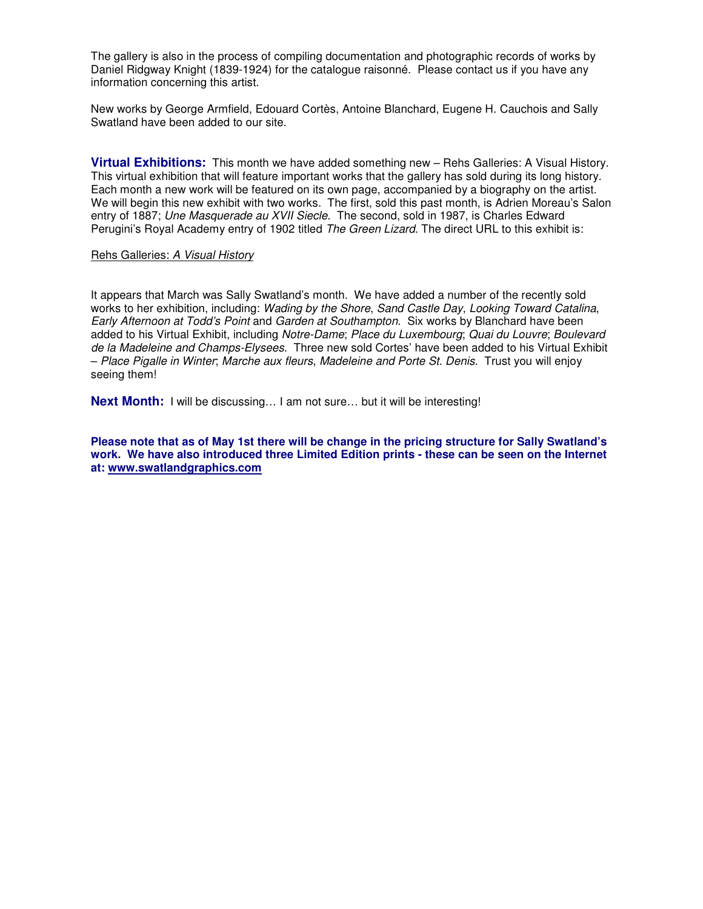The gallery is also in the process of compiling documentation and photographic records of works by Daniel Ridgway Knight (1839-1924) for the catalogue raisonné. Please contact us if you have any information concerning this artist.

New works by George Armfield, Edouard Cortès, Antoine Blanchard, Eugene H. Cauchois and Sally Swatland have been added to our site.

**Virtual Exhibitions:** This month we have added something new – Rehs Galleries: A Visual History. This virtual exhibition that will feature important works that the gallery has sold during its long history. Each month a new work will be featured on its own page, accompanied by a biography on the artist. We will begin this new exhibit with two works. The first, sold this past month, is Adrien Moreau's Salon entry of 1887; *Une Masquerade au XVII Siecle*. The second, sold in 1987, is Charles Edward Perugini's Royal Academy entry of 1902 titled *The Green Lizard*. The direct URL to this exhibit is:

Rehs Galleries: *A Visual History*

It appears that March was Sally Swatland's month. We have added a number of the recently sold works to her exhibition, including: *Wading by the Shore*, *Sand Castle Day*, *Looking Toward Catalina*, *Early Afternoon at Todd's Point* and *Garden at Southampton*. Six works by Blanchard have been added to his Virtual Exhibit, including *Notre-Dame*; *Place du Luxembourg*; *Quai du Louvre*; *Boulevard de la Madeleine and Champs-Elysees*. Three new sold Cortes' have been added to his Virtual Exhibit – *Place Pigalle in Winter*; *Marche aux fleurs*, *Madeleine and Porte St. Denis*. Trust you will enjoy seeing them!

**Next Month:** I will be discussing… I am not sure… but it will be interesting!

**Please note that as of May 1st there will be change in the pricing structure for Sally Swatland's work. We have also introduced three Limited Edition prints - these can be seen on the Internet at: www.swatlandgraphics.com**